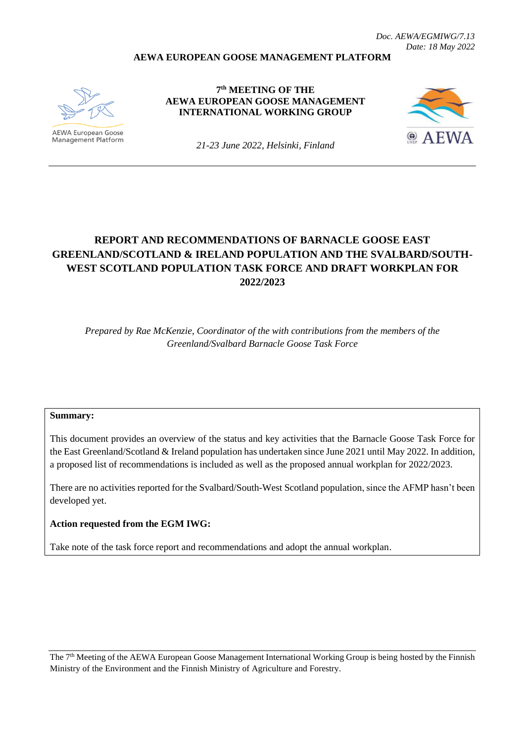*Doc. AEWA/EGMIWG/7.13*
*Date: 18 May 2022*

**AEWA EUROPEAN GOOSE MANAGEMENT PLATFORM**

AEWA European Goose Management Platform

**7th MEETING OF THE AEWA EUROPEAN GOOSE MANAGEMENT INTERNATIONAL WORKING GROUP**

*21-23 June 2022, Helsinki, Finland*

# REPORT AND RECOMMENDATIONS OF BARNACLE GOOSE EAST GREENLAND/SCOTLAND & IRELAND POPULATION AND THE SVALBARD/SOUTH-WEST SCOTLAND POPULATION TASK FORCE AND DRAFT WORKPLAN FOR 2022/2023

*Prepared by Rae McKenzie, Coordinator of the with contributions from the members of the Greenland/Svalbard Barnacle Goose Task Force*

**Summary:**

This document provides an overview of the status and key activities that the Barnacle Goose Task Force for the East Greenland/Scotland & Ireland population has undertaken since June 2021 until May 2022. In addition, a proposed list of recommendations is included as well as the proposed annual workplan for 2022/2023.

There are no activities reported for the Svalbard/South-West Scotland population, since the AFMP hasn't been developed yet.

**Action requested from the EGM IWG:**

Take note of the task force report and recommendations and adopt the annual workplan.

The 7th Meeting of the AEWA European Goose Management International Working Group is being hosted by the Finnish Ministry of the Environment and the Finnish Ministry of Agriculture and Forestry.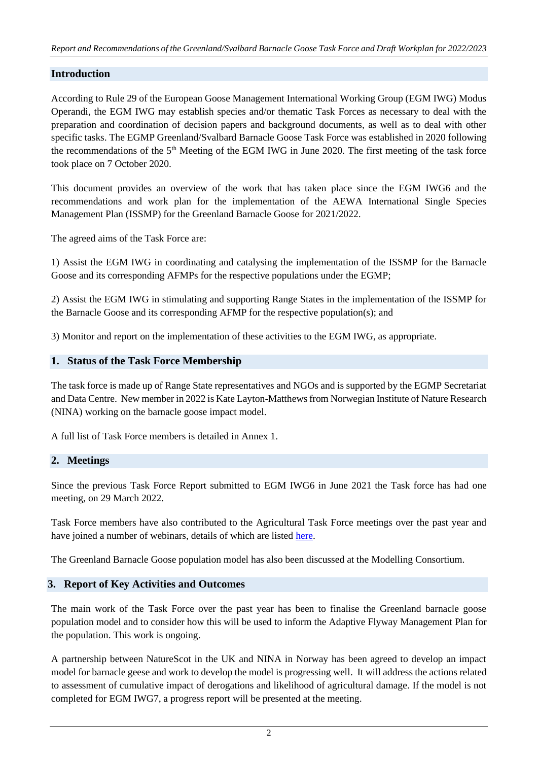## Introduction

According to Rule 29 of the European Goose Management International Working Group (EGM IWG) Modus Operandi, the EGM IWG may establish species and/or thematic Task Forces as necessary to deal with the preparation and coordination of decision papers and background documents, as well as to deal with other specific tasks. The EGMP Greenland/Svalbard Barnacle Goose Task Force was established in 2020 following the recommendations of the 5th Meeting of the EGM IWG in June 2020. The first meeting of the task force took place on 7 October 2020.

This document provides an overview of the work that has taken place since the EGM IWG6 and the recommendations and work plan for the implementation of the AEWA International Single Species Management Plan (ISSMP) for the Greenland Barnacle Goose for 2021/2022.

The agreed aims of the Task Force are:

1) Assist the EGM IWG in coordinating and catalysing the implementation of the ISSMP for the Barnacle Goose and its corresponding AFMPs for the respective populations under the EGMP;

2) Assist the EGM IWG in stimulating and supporting Range States in the implementation of the ISSMP for the Barnacle Goose and its corresponding AFMP for the respective population(s); and

3) Monitor and report on the implementation of these activities to the EGM IWG, as appropriate.

## 1. Status of the Task Force Membership

The task force is made up of Range State representatives and NGOs and is supported by the EGMP Secretariat and Data Centre. New member in 2022 is Kate Layton-Matthews from Norwegian Institute of Nature Research (NINA) working on the barnacle goose impact model.

A full list of Task Force members is detailed in Annex 1.

## 2. Meetings

Since the previous Task Force Report submitted to EGM IWG6 in June 2021 the Task force has had one meeting, on 29 March 2022.

Task Force members have also contributed to the Agricultural Task Force meetings over the past year and have joined a number of webinars, details of which are listed here.

The Greenland Barnacle Goose population model has also been discussed at the Modelling Consortium.

## 3. Report of Key Activities and Outcomes

The main work of the Task Force over the past year has been to finalise the Greenland barnacle goose population model and to consider how this will be used to inform the Adaptive Flyway Management Plan for the population. This work is ongoing.

A partnership between NatureScot in the UK and NINA in Norway has been agreed to develop an impact model for barnacle geese and work to develop the model is progressing well. It will address the actions related to assessment of cumulative impact of derogations and likelihood of agricultural damage. If the model is not completed for EGM IWG7, a progress report will be presented at the meeting.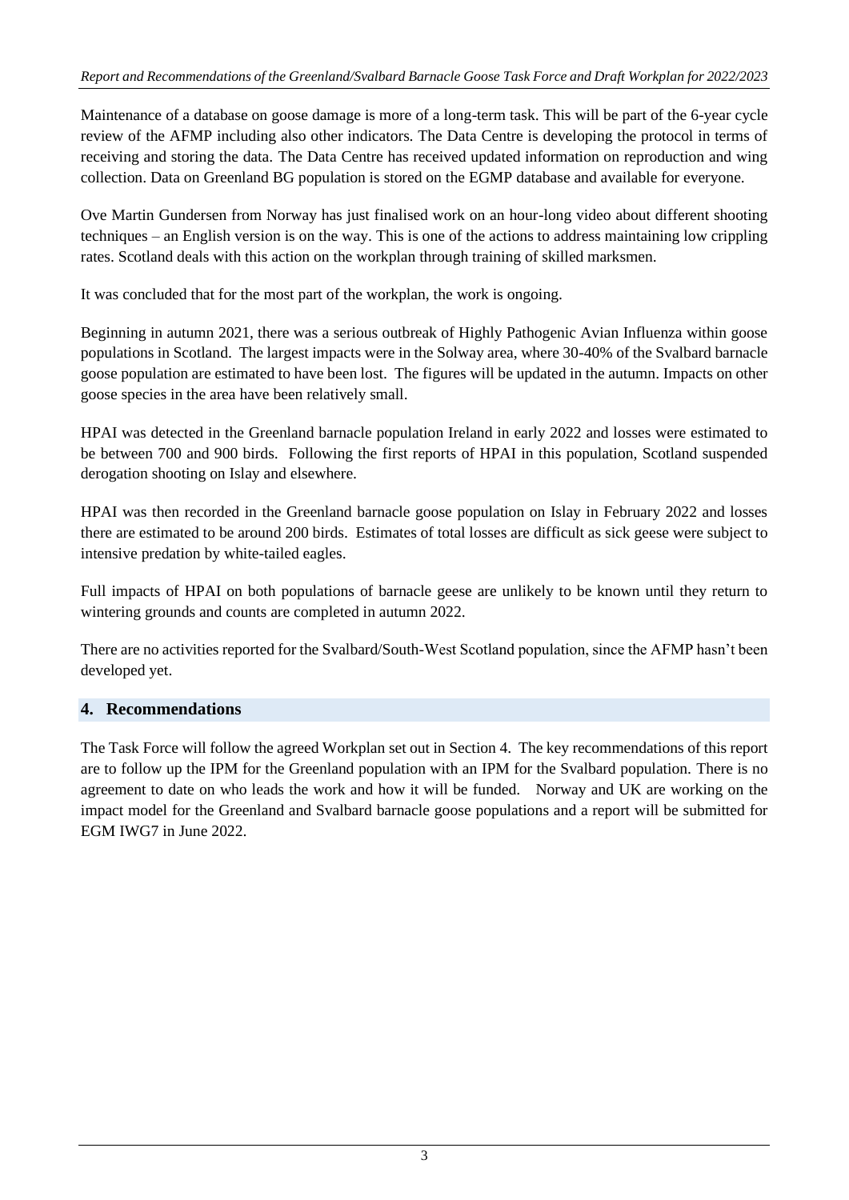Maintenance of a database on goose damage is more of a long-term task. This will be part of the 6-year cycle review of the AFMP including also other indicators. The Data Centre is developing the protocol in terms of receiving and storing the data. The Data Centre has received updated information on reproduction and wing collection. Data on Greenland BG population is stored on the EGMP database and available for everyone.

Ove Martin Gundersen from Norway has just finalised work on an hour-long video about different shooting techniques – an English version is on the way. This is one of the actions to address maintaining low crippling rates. Scotland deals with this action on the workplan through training of skilled marksmen.

It was concluded that for the most part of the workplan, the work is ongoing.

Beginning in autumn 2021, there was a serious outbreak of Highly Pathogenic Avian Influenza within goose populations in Scotland. The largest impacts were in the Solway area, where 30-40% of the Svalbard barnacle goose population are estimated to have been lost. The figures will be updated in the autumn. Impacts on other goose species in the area have been relatively small.

HPAI was detected in the Greenland barnacle population Ireland in early 2022 and losses were estimated to be between 700 and 900 birds. Following the first reports of HPAI in this population, Scotland suspended derogation shooting on Islay and elsewhere.

HPAI was then recorded in the Greenland barnacle goose population on Islay in February 2022 and losses there are estimated to be around 200 birds. Estimates of total losses are difficult as sick geese were subject to intensive predation by white-tailed eagles.

Full impacts of HPAI on both populations of barnacle geese are unlikely to be known until they return to wintering grounds and counts are completed in autumn 2022.

There are no activities reported for the Svalbard/South-West Scotland population, since the AFMP hasn't been developed yet.

## 4. Recommendations

The Task Force will follow the agreed Workplan set out in Section 4. The key recommendations of this report are to follow up the IPM for the Greenland population with an IPM for the Svalbard population. There is no agreement to date on who leads the work and how it will be funded. Norway and UK are working on the impact model for the Greenland and Svalbard barnacle goose populations and a report will be submitted for EGM IWG7 in June 2022.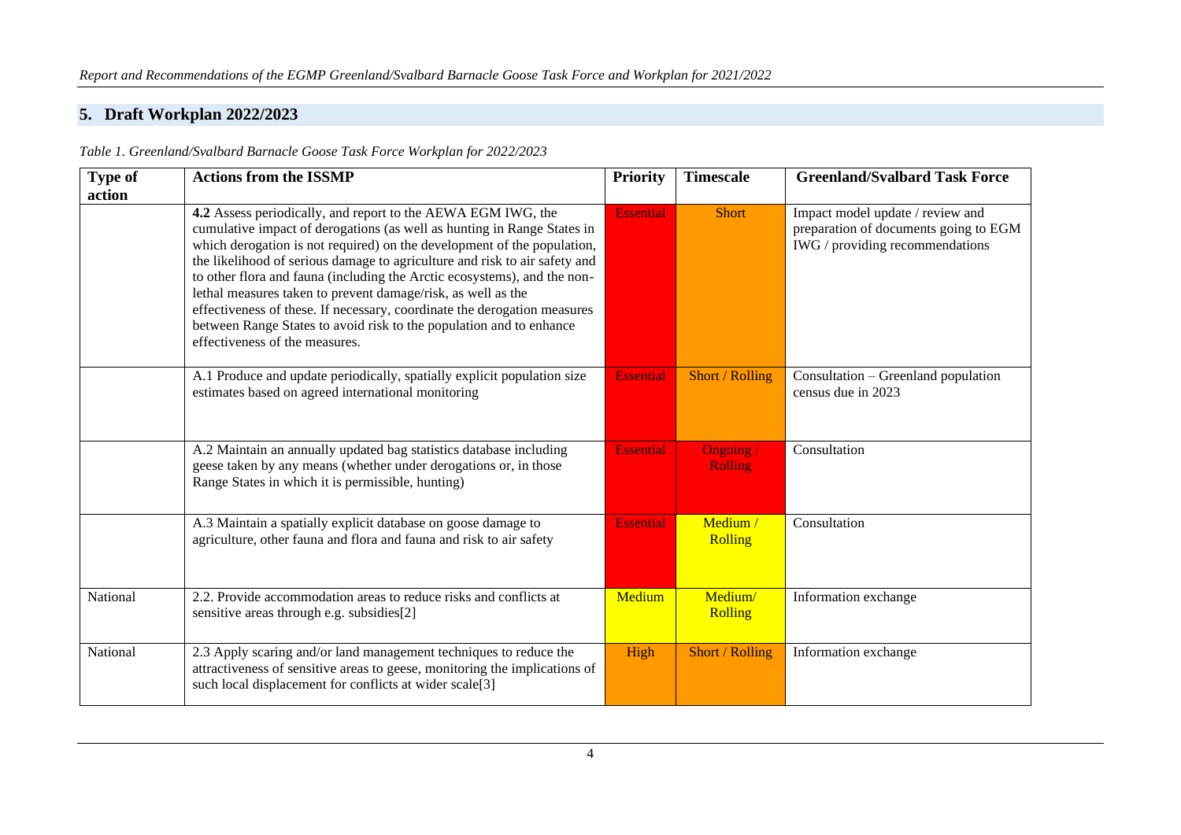## 5. Draft Workplan 2022/2023

*Table 1. Greenland/Svalbard Barnacle Goose Task Force Workplan for 2022/2023*

| Type of action | Actions from the ISSMP | Priority | Timescale | Greenland/Svalbard Task Force |
|---|---|---|---|---|
| | **4.2** Assess periodically, and report to the AEWA EGM IWG, the cumulative impact of derogations (as well as hunting in Range States in which derogation is not required) on the development of the population, the likelihood of serious damage to agriculture and risk to air safety and to other flora and fauna (including the Arctic ecosystems), and the non-lethal measures taken to prevent damage/risk, as well as the effectiveness of these. If necessary, coordinate the derogation measures between Range States to avoid risk to the population and to enhance effectiveness of the measures. | Essential | Short | Impact model update / review and preparation of documents going to EGM IWG / providing recommendations |
| | A.1 Produce and update periodically, spatially explicit population size estimates based on agreed international monitoring | Essential | Short / Rolling | Consultation – Greenland population census due in 2023 |
| | A.2 Maintain an annually updated bag statistics database including geese taken by any means (whether under derogations or, in those Range States in which it is permissible, hunting) | Essential | Ongoing / Rolling | Consultation |
| | A.3 Maintain a spatially explicit database on goose damage to agriculture, other fauna and flora and fauna and risk to air safety | Essential | Medium / Rolling | Consultation |
| National | 2.2. Provide accommodation areas to reduce risks and conflicts at sensitive areas through e.g. subsidies[2] | Medium | Medium/ Rolling | Information exchange |
| National | 2.3 Apply scaring and/or land management techniques to reduce the attractiveness of sensitive areas to geese, monitoring the implications of such local displacement for conflicts at wider scale[3] | High | Short / Rolling | Information exchange |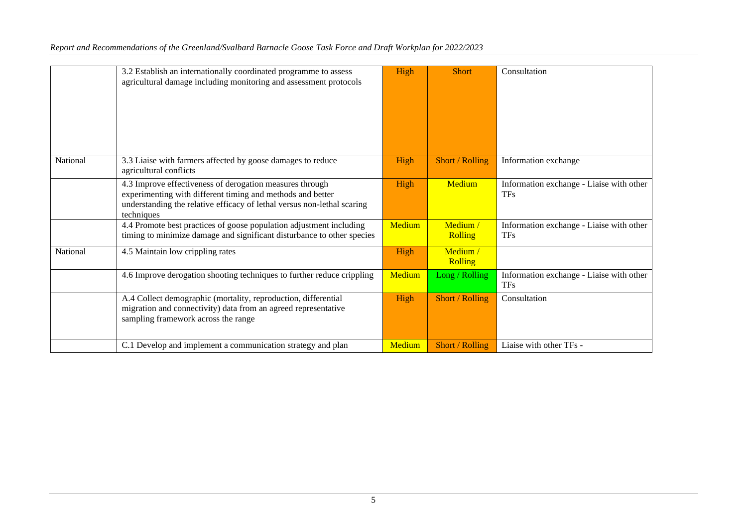| | | | | |
|---|---|---|---|---|
| | 3.2 Establish an internationally coordinated programme to assess agricultural damage including monitoring and assessment protocols | High | Short | Consultation |
| National | 3.3 Liaise with farmers affected by goose damages to reduce agricultural conflicts | High | Short / Rolling | Information exchange |
| | 4.3 Improve effectiveness of derogation measures through experimenting with different timing and methods and better understanding the relative efficacy of lethal versus non-lethal scaring techniques | High | Medium | Information exchange - Liaise with other TFs |
| | 4.4 Promote best practices of goose population adjustment including timing to minimize damage and significant disturbance to other species | Medium | Medium / Rolling | Information exchange - Liaise with other TFs |
| National | 4.5 Maintain low crippling rates | High | Medium / Rolling | |
| | 4.6 Improve derogation shooting techniques to further reduce crippling | Medium | Long / Rolling | Information exchange - Liaise with other TFs |
| | A.4 Collect demographic (mortality, reproduction, differential migration and connectivity) data from an agreed representative sampling framework across the range | High | Short / Rolling | Consultation |
| | C.1 Develop and implement a communication strategy and plan | Medium | Short / Rolling | Liaise with other TFs - |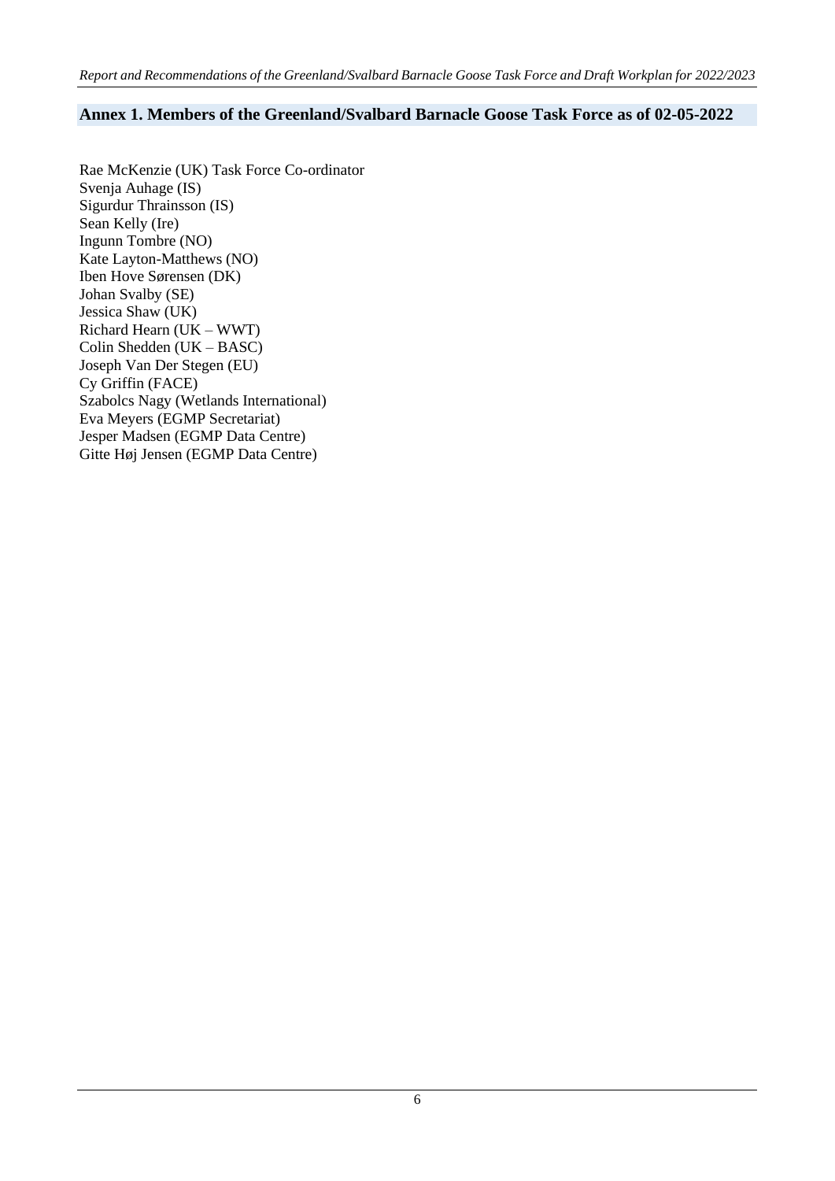## Annex 1. Members of the Greenland/Svalbard Barnacle Goose Task Force as of 02-05-2022

Rae McKenzie (UK) Task Force Co-ordinator
Svenja Auhage (IS)
Sigurdur Thrainsson (IS)
Sean Kelly (Ire)
Ingunn Tombre (NO)
Kate Layton-Matthews (NO)
Iben Hove Sørensen (DK)
Johan Svalby (SE)
Jessica Shaw (UK)
Richard Hearn (UK – WWT)
Colin Shedden (UK – BASC)
Joseph Van Der Stegen (EU)
Cy Griffin (FACE)
Szabolcs Nagy (Wetlands International)
Eva Meyers (EGMP Secretariat)
Jesper Madsen (EGMP Data Centre)
Gitte Høj Jensen (EGMP Data Centre)